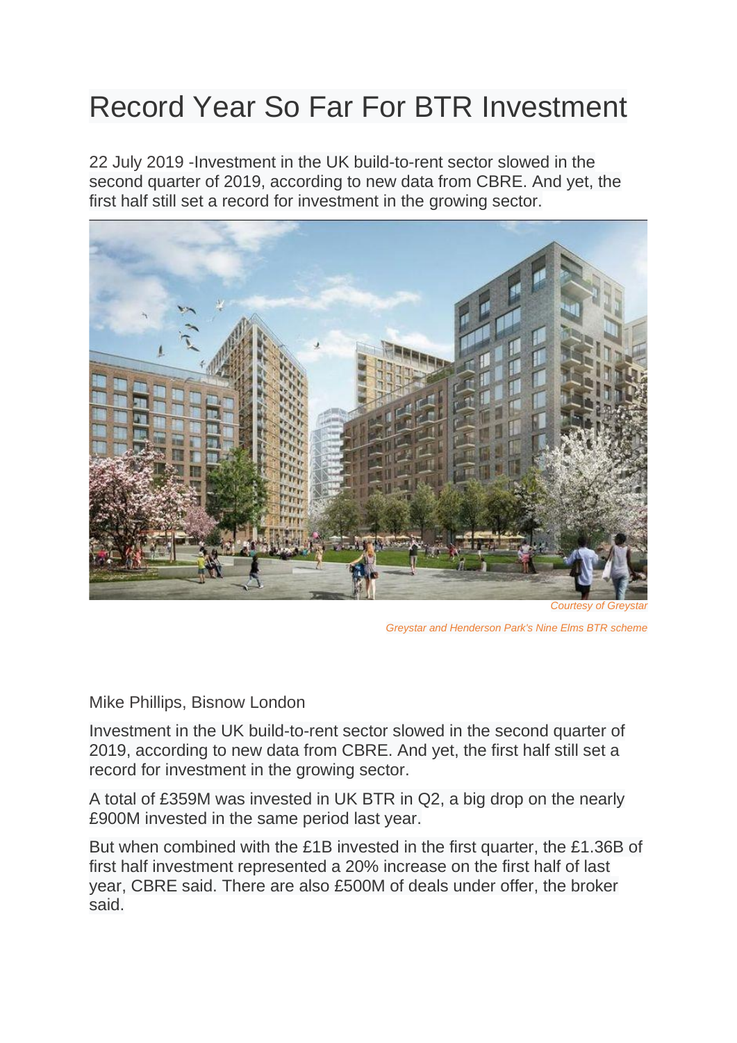# Record Year So Far For BTR Investment

22 July 2019 -Investment in the UK build-to-rent sector slowed in the second quarter of 2019, according to new data from CBRE. And yet, the first half still set a record for investment in the growing sector.

*Courtesy of Greystar*

*Greystar and Henderson Park's Nine Elms BTR scheme*

Mike Phillips, Bisnow London

Investment in the UK build-to-rent sector slowed in the second quarter of 2019, according to new data from CBRE. And yet, the first half still set a record for investment in the growing sector.

A total of £359M was invested in UK BTR in Q2, a big drop on the nearly £900M invested in the same period last year.

But when combined with the £1B invested in the first quarter, the £1.36B of first half investment represented a 20% increase on the first half of last year, CBRE said. There are also £500M of deals under offer, the broker said.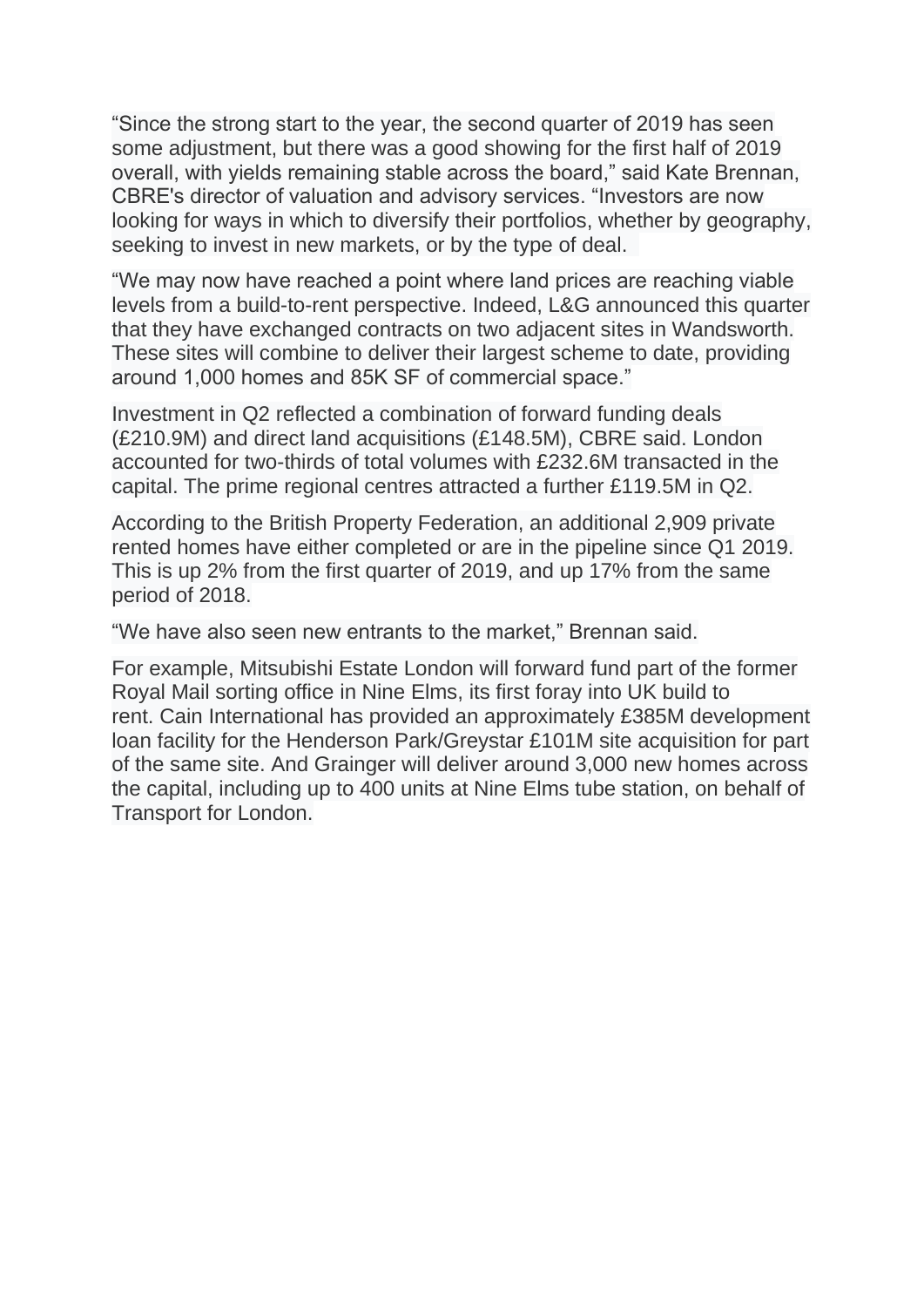“Since the strong start to the year, the second quarter of 2019 has seen some adjustment, but there was a good showing for the first half of 2019 overall, with yields remaining stable across the board,” said Kate Brennan, CBRE's director of valuation and advisory services. “Investors are now looking for ways in which to diversify their portfolios, whether by geography, seeking to invest in new markets, or by the type of deal.

“We may now have reached a point where land prices are reaching viable levels from a build-to-rent perspective. Indeed, L&G announced this quarter that they have exchanged contracts on two adjacent sites in Wandsworth. These sites will combine to deliver their largest scheme to date, providing around 1,000 homes and 85K SF of commercial space.”

Investment in Q2 reflected a combination of forward funding deals (£210.9M) and direct land acquisitions (£148.5M), CBRE said. London accounted for two-thirds of total volumes with £232.6M transacted in the capital. The prime regional centres attracted a further £119.5M in Q2.

According to the British Property Federation, an additional 2,909 private rented homes have either completed or are in the pipeline since Q1 2019. This is up 2% from the first quarter of 2019, and up 17% from the same period of 2018.

“We have also seen new entrants to the market,” Brennan said.

For example, Mitsubishi Estate London will forward fund part of the former Royal Mail sorting office in Nine Elms, its first foray into UK build to rent. Cain International has provided an approximately £385M development loan facility for the Henderson Park/Greystar £101M site acquisition for part of the same site. And Grainger will deliver around 3,000 new homes across the capital, including up to 400 units at Nine Elms tube station, on behalf of Transport for London.